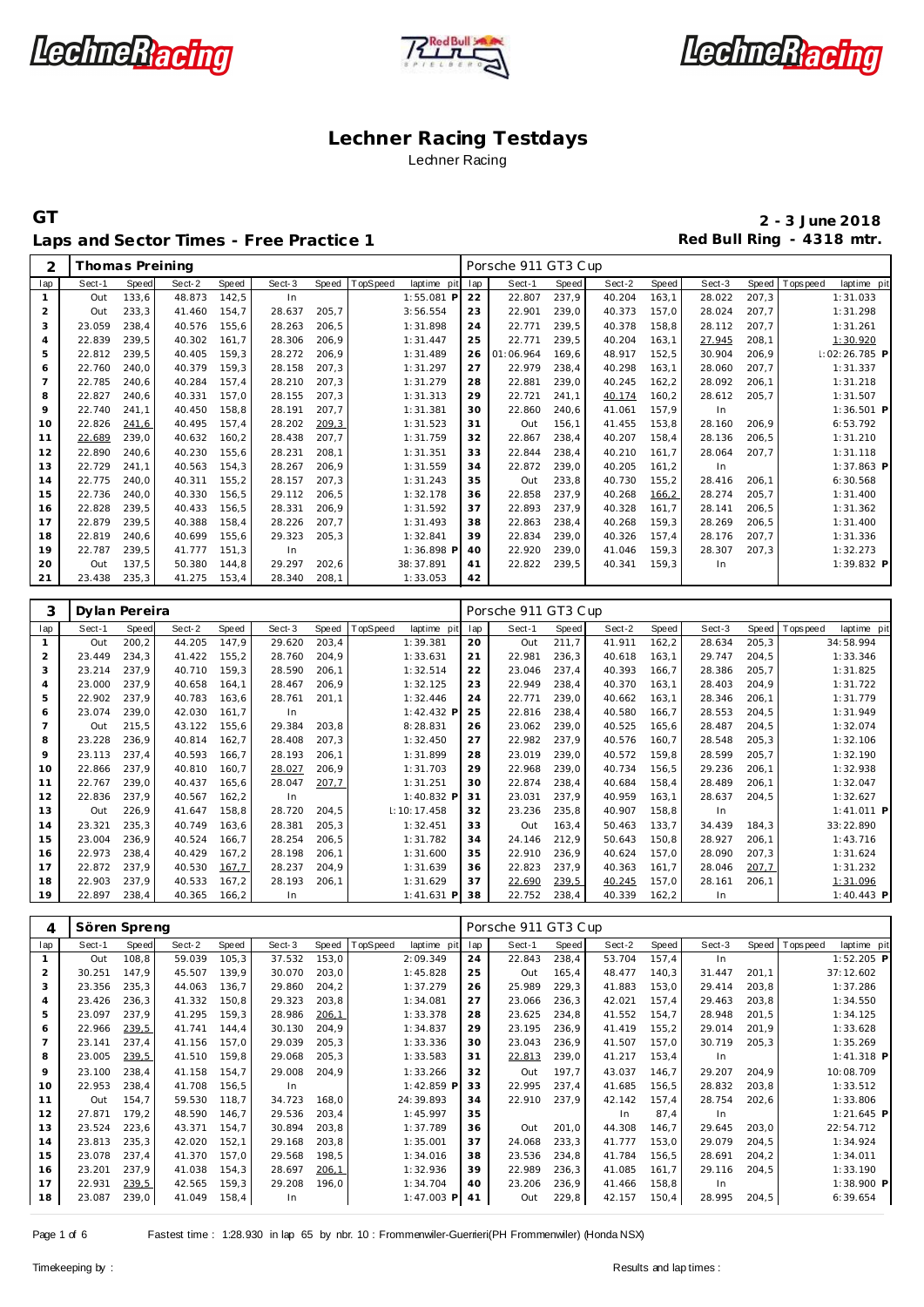# Lechner Racing Testdays

Lechner Racing

## GT

**2 - 3 June 2018**

**Laps and Sector Times - Free Practice 1**

**Red Bull Ring - 4318 mtr.**

| 2 | Thomas Preining | | | | | | | | | Porsche 911 GT3 Cup | | | | | | | | |
|---|---|---|---|---|---|---|---|---|---|---|---|---|---|---|---|---|---|---|
| lap | Sect-1 | Speed | Sect-2 | Speed | Sect-3 | Speed | TopSpeed | laptime pit | lap | Sect-1 | Speed | Sect-2 | Speed | Sect-3 | Speed | Topspeed | laptime pit |
| 1 | Out | 133,6 | 48.873 | 142,5 | In | | | 1:55.081 P | 22 | 22.807 | 237,9 | 40.204 | 163,1 | 28.022 | 207,3 | | 1:31.033 |
| 2 | Out | 233,3 | 41.460 | 154,7 | 28.637 | 205,7 | | 3:56.554 | 23 | 22.901 | 239,0 | 40.373 | 157,0 | 28.024 | 207,7 | | 1:31.298 |
| 3 | 23.059 | 238,4 | 40.576 | 155,6 | 28.263 | 206,5 | | 1:31.898 | 24 | 22.771 | 239,5 | 40.378 | 158,8 | 28.112 | 207,7 | | 1:31.261 |
| 4 | 22.839 | 239,5 | 40.302 | 161,7 | 28.306 | 206,9 | | 1:31.447 | 25 | 22.771 | 239,5 | 40.204 | 163,1 | 27.945 | 208,1 | | 1:30.920 |
| 5 | 22.812 | 239,5 | 40.405 | 159,3 | 28.272 | 206,9 | | 1:31.489 | 26 | 01:06.964 | 169,6 | 48.917 | 152,5 | 30.904 | 206,9 | | 1:02:26.785 P |
| 6 | 22.760 | 240,0 | 40.379 | 159,3 | 28.158 | 207,3 | | 1:31.297 | 27 | 22.979 | 238,4 | 40.298 | 163,1 | 28.060 | 207,7 | | 1:31.337 |
| 7 | 22.785 | 240,6 | 40.284 | 157,4 | 28.210 | 207,3 | | 1:31.279 | 28 | 22.881 | 239,0 | 40.245 | 162,2 | 28.092 | 206,1 | | 1:31.218 |
| 8 | 22.827 | 240,6 | 40.331 | 157,0 | 28.155 | 207,3 | | 1:31.313 | 29 | 22.721 | 241,1 | 40.174 | 160,2 | 28.612 | 205,7 | | 1:31.507 |
| 9 | 22.740 | 241,1 | 40.450 | 158,8 | 28.191 | 207,7 | | 1:31.381 | 30 | 22.860 | 240,6 | 41.061 | 157,9 | In | | | 1:36.501 P |
| 10 | 22.826 | 241,6 | 40.495 | 157,4 | 28.202 | 209,3 | | 1:31.523 | 31 | Out | 156,1 | 41.455 | 153,8 | 28.160 | 206,9 | | 6:53.792 |
| 11 | 22.689 | 239,0 | 40.632 | 160,2 | 28.438 | 207,7 | | 1:31.759 | 32 | 22.867 | 238,4 | 40.207 | 158,4 | 28.136 | 206,5 | | 1:31.210 |
| 12 | 22.890 | 240,6 | 40.230 | 155,6 | 28.231 | 208,1 | | 1:31.351 | 33 | 22.844 | 238,4 | 40.210 | 161,7 | 28.064 | 207,7 | | 1:31.118 |
| 13 | 22.729 | 241,1 | 40.563 | 154,3 | 28.267 | 206,9 | | 1:31.559 | 34 | 22.872 | 239,0 | 40.205 | 161,2 | In | | | 1:37.863 P |
| 14 | 22.775 | 240,0 | 40.311 | 155,2 | 28.157 | 207,3 | | 1:31.243 | 35 | Out | 233,8 | 40.730 | 155,2 | 28.416 | 206,1 | | 6:30.568 |
| 15 | 22.736 | 240,0 | 40.330 | 156,5 | 29.112 | 206,5 | | 1:32.178 | 36 | 22.858 | 237,9 | 40.268 | 166,2 | 28.274 | 205,7 | | 1:31.400 |
| 16 | 22.828 | 239,5 | 40.433 | 156,5 | 28.331 | 206,9 | | 1:31.592 | 37 | 22.893 | 237,9 | 40.328 | 161,7 | 28.141 | 206,5 | | 1:31.362 |
| 17 | 22.879 | 239,5 | 40.388 | 158,4 | 28.226 | 207,7 | | 1:31.493 | 38 | 22.863 | 238,4 | 40.268 | 159,3 | 28.269 | 206,5 | | 1:31.400 |
| 18 | 22.819 | 240,6 | 40.699 | 155,6 | 29.323 | 205,3 | | 1:32.841 | 39 | 22.834 | 239,0 | 40.326 | 157,4 | 28.176 | 207,7 | | 1:31.336 |
| 19 | 22.787 | 239,5 | 41.777 | 151,3 | In | | | 1:36.898 P | 40 | 22.920 | 239,0 | 41.046 | 159,3 | 28.307 | 207,3 | | 1:32.273 |
| 20 | Out | 137,5 | 50.380 | 144,8 | 29.297 | 202,6 | | 38:37.891 | 41 | 22.822 | 239,5 | 40.341 | 159,3 | In | | | 1:39.832 P |
| 21 | 23.438 | 235,3 | 41.275 | 153,4 | 28.340 | 208,1 | | 1:33.053 | 42 | | | | | | | | |

| 3 | Dylan Pereira | | | | | | | | | Porsche 911 GT3 Cup | | | | | | | | |
|---|---|---|---|---|---|---|---|---|---|---|---|---|---|---|---|---|---|---|
| lap | Sect-1 | Speed | Sect-2 | Speed | Sect-3 | Speed | TopSpeed | laptime pit | lap | Sect-1 | Speed | Sect-2 | Speed | Sect-3 | Speed | Topspeed | laptime pit |
| 1 | Out | 200,2 | 44.205 | 147,9 | 29.620 | 203,4 | | 1:39.381 | 20 | Out | 211,7 | 41.911 | 162,2 | 28.634 | 205,3 | | 34:58.994 |
| 2 | 23.449 | 234,3 | 41.422 | 155,2 | 28.760 | 204,9 | | 1:33.631 | 21 | 22.981 | 236,3 | 40.618 | 163,1 | 29.747 | 204,5 | | 1:33.346 |
| 3 | 23.214 | 237,9 | 40.710 | 159,3 | 28.590 | 206,1 | | 1:32.514 | 22 | 23.046 | 237,4 | 40.393 | 166,7 | 28.386 | 205,7 | | 1:31.825 |
| 4 | 23.000 | 237,9 | 40.658 | 164,1 | 28.467 | 206,9 | | 1:32.125 | 23 | 22.949 | 238,4 | 40.370 | 163,1 | 28.403 | 204,9 | | 1:31.722 |
| 5 | 22.902 | 237,9 | 40.783 | 163,6 | 28.761 | 201,1 | | 1:32.446 | 24 | 22.771 | 239,0 | 40.662 | 163,1 | 28.346 | 206,1 | | 1:31.779 |
| 6 | 23.074 | 239,0 | 42.030 | 161,7 | In | | | 1:42.432 P | 25 | 22.816 | 238,4 | 40.580 | 166,7 | 28.553 | 204,5 | | 1:31.949 |
| 7 | Out | 215,5 | 43.122 | 155,6 | 29.384 | 203,8 | | 8:28.831 | 26 | 23.062 | 239,0 | 40.525 | 165,6 | 28.487 | 204,5 | | 1:32.074 |
| 8 | 23.228 | 236,9 | 40.814 | 162,7 | 28.408 | 207,3 | | 1:32.450 | 27 | 22.982 | 237,9 | 40.576 | 160,7 | 28.548 | 205,3 | | 1:32.106 |
| 9 | 23.113 | 237,4 | 40.593 | 166,7 | 28.193 | 206,1 | | 1:31.899 | 28 | 23.019 | 239,0 | 40.572 | 159,8 | 28.599 | 205,7 | | 1:32.190 |
| 10 | 22.866 | 237,9 | 40.810 | 160,7 | 28.027 | 206,9 | | 1:31.703 | 29 | 22.968 | 239,0 | 40.734 | 156,5 | 29.236 | 206,1 | | 1:32.938 |
| 11 | 22.767 | 239,0 | 40.437 | 165,6 | 28.047 | 207,7 | | 1:31.251 | 30 | 22.874 | 238,4 | 40.684 | 158,4 | 28.489 | 206,1 | | 1:32.047 |
| 12 | 22.836 | 237,9 | 40.567 | 162,2 | In | | | 1:40.832 P | 31 | 23.031 | 237,9 | 40.959 | 163,1 | 28.637 | 204,5 | | 1:32.627 |
| 13 | Out | 226,9 | 41.647 | 158,8 | 28.720 | 204,5 | | 1:10:17.458 | 32 | 23.236 | 235,8 | 40.907 | 158,8 | In | | | 1:41.011 P |
| 14 | 23.321 | 235,3 | 40.749 | 163,6 | 28.381 | 205,3 | | 1:32.451 | 33 | Out | 163,4 | 50.463 | 133,7 | 34.439 | 184,3 | | 33:22.890 |
| 15 | 23.004 | 236,9 | 40.524 | 166,7 | 28.254 | 206,5 | | 1:31.782 | 34 | 24.146 | 212,9 | 50.643 | 150,8 | 28.927 | 206,1 | | 1:43.716 |
| 16 | 22.973 | 238,4 | 40.429 | 167,2 | 28.198 | 206,1 | | 1:31.600 | 35 | 22.910 | 236,9 | 40.624 | 157,0 | 28.090 | 207,3 | | 1:31.624 |
| 17 | 22.872 | 237,9 | 40.530 | 167,7 | 28.237 | 204,9 | | 1:31.639 | 36 | 22.823 | 237,9 | 40.363 | 161,7 | 28.046 | 207,7 | | 1:31.232 |
| 18 | 22.903 | 237,9 | 40.533 | 167,2 | 28.193 | 206,1 | | 1:31.629 | 37 | 22.690 | 239,5 | 40.245 | 157,0 | 28.161 | 206,1 | | 1:31.096 |
| 19 | 22.897 | 238,4 | 40.365 | 166,2 | In | | | 1:41.631 P | 38 | 22.752 | 238,4 | 40.339 | 162,2 | In | | | 1:40.443 P |

| 4 | Sören Spreng | | | | | | | | | Porsche 911 GT3 Cup | | | | | | | | |
|---|---|---|---|---|---|---|---|---|---|---|---|---|---|---|---|---|---|---|
| lap | Sect-1 | Speed | Sect-2 | Speed | Sect-3 | Speed | TopSpeed | laptime pit | lap | Sect-1 | Speed | Sect-2 | Speed | Sect-3 | Speed | Topspeed | laptime pit |
| 1 | Out | 108,8 | 59.039 | 105,3 | 37.532 | 153,0 | | 2:09.349 | 24 | 22.843 | 238,4 | 53.704 | 157,4 | In | | | 1:52.205 P |
| 2 | 30.251 | 147,9 | 45.507 | 139,9 | 30.070 | 203,0 | | 1:45.828 | 25 | Out | 165,4 | 48.477 | 140,3 | 31.447 | 201,1 | | 37:12.602 |
| 3 | 23.356 | 235,3 | 44.063 | 136,7 | 29.860 | 204,2 | | 1:37.279 | 26 | 25.989 | 229,3 | 41.883 | 153,0 | 29.414 | 203,8 | | 1:37.286 |
| 4 | 23.426 | 236,3 | 41.332 | 150,8 | 29.323 | 203,8 | | 1:34.081 | 27 | 23.066 | 236,3 | 42.021 | 157,4 | 29.463 | 203,8 | | 1:34.550 |
| 5 | 23.097 | 237,9 | 41.295 | 159,3 | 28.986 | 206,1 | | 1:33.378 | 28 | 23.625 | 234,8 | 41.552 | 154,7 | 28.948 | 201,5 | | 1:34.125 |
| 6 | 22.966 | 239,5 | 41.741 | 144,4 | 30.130 | 204,9 | | 1:34.837 | 29 | 23.195 | 236,9 | 41.419 | 155,2 | 29.014 | 201,9 | | 1:33.628 |
| 7 | 23.141 | 237,4 | 41.156 | 157,0 | 29.039 | 205,3 | | 1:33.336 | 30 | 23.043 | 236,9 | 41.507 | 157,0 | 30.719 | 205,3 | | 1:35.269 |
| 8 | 23.005 | 239,5 | 41.510 | 159,8 | 29.068 | 205,3 | | 1:33.583 | 31 | 22.813 | 239,0 | 41.217 | 153,4 | In | | | 1:41.318 P |
| 9 | 23.100 | 238,4 | 41.158 | 154,7 | 29.008 | 204,9 | | 1:33.266 | 32 | Out | 197,7 | 43.037 | 146,7 | 29.207 | 204,9 | | 10:08.709 |
| 10 | 22.953 | 238,4 | 41.708 | 156,5 | In | | | 1:42.859 P | 33 | 22.995 | 237,4 | 41.685 | 156,5 | 28.832 | 203,8 | | 1:33.512 |
| 11 | Out | 154,7 | 59.530 | 118,7 | 34.723 | 168,0 | | 24:39.893 | 34 | 22.910 | 237,9 | 42.142 | 157,4 | 28.754 | 202,6 | | 1:33.806 |
| 12 | 27.871 | 179,2 | 48.590 | 146,7 | 29.536 | 203,4 | | 1:45.997 | 35 | | | In | 87,4 | In | | | 1:21.645 P |
| 13 | 23.524 | 223,6 | 43.371 | 154,7 | 30.894 | 203,8 | | 1:37.789 | 36 | Out | 201,0 | 44.308 | 146,7 | 29.645 | 203,0 | | 22:54.712 |
| 14 | 23.813 | 235,3 | 42.020 | 152,1 | 29.168 | 203,8 | | 1:35.001 | 37 | 24.068 | 233,3 | 41.777 | 153,0 | 29.079 | 204,5 | | 1:34.924 |
| 15 | 23.078 | 237,4 | 41.370 | 157,0 | 29.568 | 198,5 | | 1:34.016 | 38 | 23.536 | 234,8 | 41.784 | 156,5 | 28.691 | 204,2 | | 1:34.011 |
| 16 | 23.201 | 237,9 | 41.038 | 154,3 | 28.697 | 206,1 | | 1:32.936 | 39 | 22.989 | 236,3 | 41.085 | 161,7 | 29.116 | 204,5 | | 1:33.190 |
| 17 | 22.931 | 239,5 | 42.565 | 159,3 | 29.208 | 196,0 | | 1:34.704 | 40 | 23.206 | 236,9 | 41.466 | 158,8 | In | | | 1:38.900 P |
| 18 | 23.087 | 239,0 | 41.049 | 158,4 | In | | | 1:47.003 P | 41 | Out | 229,8 | 42.157 | 150,4 | 28.995 | 204,5 | | 6:39.654 |

Fastest time : 1:28.930 in lap 65 by nbr. 10 : Frommenwiler-Guerrieri(PH Frommenwiler) (Honda NSX)

Timekeeping by : Results and lap times :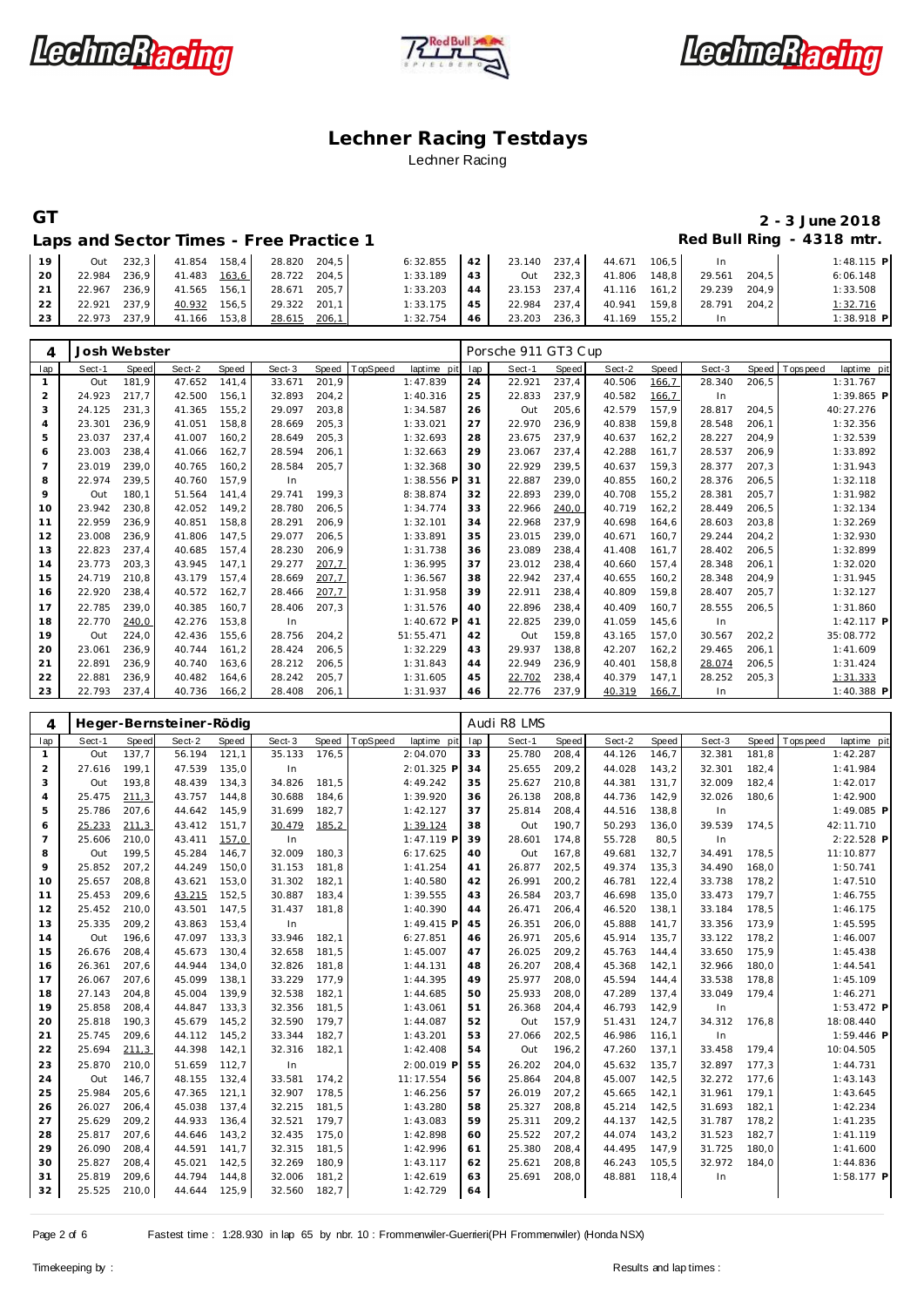# Lechner Racing Testdays

Lechner Racing

## GT

**2 - 3 June 2018**

### Laps and Sector Times - Free Practice 1

**Red Bull Ring - 4318 mtr.**

| lap | Sect-1 | Speed | Sect-2 | Speed | Sect-3 | Speed | TopSpeed | laptime pit | lap | Sect-1 | Speed | Sect-2 | Speed | Sect-3 | Speed | Topspeed | laptime pit |
|---|---|---|---|---|---|---|---|---|---|---|---|---|---|---|---|---|---|
| 19 | Out | 232,3 | 41.854 | 158,4 | 28.820 | 204,5 | | 6:32.855 | 42 | 23.140 | 237,4 | 44.671 | 106,5 | In | | | 1:48.115 P |
| 20 | 22.984 | 236,9 | 41.483 | 163,6 | 28.722 | 204,5 | | 1:33.189 | 43 | Out | 232,3 | 41.806 | 148,8 | 29.561 | 204,5 | | 6:06.148 |
| 21 | 22.967 | 236,9 | 41.565 | 156,1 | 28.671 | 205,7 | | 1:33.203 | 44 | 23.153 | 237,4 | 41.116 | 161,2 | 29.239 | 204,9 | | 1:33.508 |
| 22 | 22.921 | 237,9 | 40.932 | 156,5 | 29.322 | 201,1 | | 1:33.175 | 45 | 22.984 | 237,4 | 40.941 | 159,8 | 28.791 | 204,2 | | 1:32.716 |
| 23 | 22.973 | 237,9 | 41.166 | 153,8 | 28.615 | 206,1 | | 1:32.754 | 46 | 23.203 | 236,3 | 41.169 | 155,2 | In | | | 1:38.918 P |

**4 Josh Webster** — Porsche 911 GT3 Cup

| lap | Sect-1 | Speed | Sect-2 | Speed | Sect-3 | Speed | TopSpeed | laptime pit | lap | Sect-1 | Speed | Sect-2 | Speed | Sect-3 | Speed | Topspeed | laptime pit |
|---|---|---|---|---|---|---|---|---|---|---|---|---|---|---|---|---|---|
| 1 | Out | 181,9 | 47.652 | 141,4 | 33.671 | 201,9 | | 1:47.839 | 24 | 22.921 | 237,4 | 40.506 | 166,7 | 28.340 | 206,5 | | 1:31.767 |
| 2 | 24.923 | 217,7 | 42.500 | 156,1 | 32.893 | 204,2 | | 1:40.316 | 25 | 22.833 | 237,9 | 40.582 | 166,7 | In | | | 1:39.865 P |
| 3 | 24.125 | 231,3 | 41.365 | 155,2 | 29.097 | 203,8 | | 1:34.587 | 26 | Out | 205,6 | 42.579 | 157,9 | 28.817 | 204,5 | | 40:27.276 |
| 4 | 23.301 | 236,9 | 41.051 | 158,8 | 28.669 | 205,3 | | 1:33.021 | 27 | 22.970 | 236,9 | 40.838 | 159,8 | 28.548 | 206,1 | | 1:32.356 |
| 5 | 23.037 | 237,4 | 41.007 | 160,2 | 28.649 | 205,3 | | 1:32.693 | 28 | 23.675 | 237,9 | 40.637 | 162,2 | 28.227 | 204,9 | | 1:32.539 |
| 6 | 23.003 | 238,4 | 41.066 | 162,7 | 28.594 | 206,1 | | 1:32.663 | 29 | 23.067 | 237,4 | 42.288 | 161,7 | 28.537 | 206,9 | | 1:33.892 |
| 7 | 23.019 | 239,0 | 40.765 | 160,2 | 28.584 | 205,7 | | 1:32.368 | 30 | 22.929 | 239,5 | 40.637 | 159,3 | 28.377 | 207,3 | | 1:31.943 |
| 8 | 22.974 | 239,5 | 40.760 | 157,9 | In | | | 1:38.556 P | 31 | 22.887 | 239,0 | 40.855 | 160,2 | 28.376 | 206,5 | | 1:32.118 |
| 9 | Out | 180,1 | 51.564 | 141,4 | 29.741 | 199,3 | | 8:38.874 | 32 | 22.893 | 239,0 | 40.708 | 155,2 | 28.381 | 205,7 | | 1:31.982 |
| 10 | 23.942 | 230,8 | 42.052 | 149,2 | 28.780 | 206,5 | | 1:34.774 | 33 | 22.966 | 240,0 | 40.719 | 162,2 | 28.449 | 206,5 | | 1:32.134 |
| 11 | 22.959 | 236,9 | 40.851 | 158,8 | 28.291 | 206,9 | | 1:32.101 | 34 | 22.968 | 237,9 | 40.698 | 164,6 | 28.603 | 203,8 | | 1:32.269 |
| 12 | 23.008 | 236,9 | 41.806 | 147,5 | 29.077 | 206,5 | | 1:33.891 | 35 | 23.015 | 239,0 | 40.671 | 160,7 | 29.244 | 204,2 | | 1:32.930 |
| 13 | 22.823 | 237,4 | 40.685 | 157,4 | 28.230 | 206,9 | | 1:31.738 | 36 | 23.089 | 238,4 | 41.408 | 161,7 | 28.402 | 206,5 | | 1:32.899 |
| 14 | 23.773 | 203,3 | 43.945 | 147,1 | 29.277 | 207,7 | | 1:36.995 | 37 | 23.012 | 238,4 | 40.660 | 157,4 | 28.348 | 206,1 | | 1:32.020 |
| 15 | 24.719 | 210,8 | 43.179 | 157,4 | 28.669 | 207,7 | | 1:36.567 | 38 | 22.942 | 237,4 | 40.655 | 160,2 | 28.348 | 204,9 | | 1:31.945 |
| 16 | 22.920 | 238,4 | 40.572 | 162,7 | 28.466 | 207,7 | | 1:31.958 | 39 | 22.911 | 238,4 | 40.809 | 159,8 | 28.407 | 205,7 | | 1:32.127 |
| 17 | 22.785 | 239,0 | 40.385 | 160,7 | 28.406 | 207,3 | | 1:31.576 | 40 | 22.896 | 238,4 | 40.409 | 160,7 | 28.555 | 206,5 | | 1:31.860 |
| 18 | 22.770 | 240,0 | 42.276 | 153,8 | In | | | 1:40.672 P | 41 | 22.825 | 239,0 | 41.059 | 145,6 | In | | | 1:42.117 P |
| 19 | Out | 224,0 | 42.436 | 155,6 | 28.756 | 204,2 | | 51:55.471 | 42 | Out | 159,8 | 43.165 | 157,0 | 30.567 | 202,2 | | 35:08.772 |
| 20 | 23.061 | 236,9 | 40.744 | 161,2 | 28.424 | 206,5 | | 1:32.229 | 43 | 29.937 | 138,8 | 42.207 | 162,2 | 29.465 | 206,1 | | 1:41.609 |
| 21 | 22.891 | 236,9 | 40.740 | 163,6 | 28.212 | 206,5 | | 1:31.843 | 44 | 22.949 | 236,9 | 40.401 | 158,8 | 28.074 | 206,5 | | 1:31.424 |
| 22 | 22.881 | 236,9 | 40.482 | 164,6 | 28.242 | 205,7 | | 1:31.605 | 45 | 22.702 | 238,4 | 40.379 | 147,1 | 28.252 | 205,3 | | 1:31.333 |
| 23 | 22.793 | 237,4 | 40.736 | 166,2 | 28.408 | 206,1 | | 1:31.937 | 46 | 22.776 | 237,9 | 40.319 | 166,7 | In | | | 1:40.388 P |

**4 Heger-Bernsteiner-Rödig** — Audi R8 LMS

| lap | Sect-1 | Speed | Sect-2 | Speed | Sect-3 | Speed | TopSpeed | laptime pit | lap | Sect-1 | Speed | Sect-2 | Speed | Sect-3 | Speed | Topspeed | laptime pit |
|---|---|---|---|---|---|---|---|---|---|---|---|---|---|---|---|---|---|
| 1 | Out | 137,7 | 56.194 | 121,1 | 35.133 | 176,5 | | 2:04.070 | 33 | 25.780 | 208,4 | 44.126 | 146,7 | 32.381 | 181,8 | | 1:42.287 |
| 2 | 27.616 | 199,1 | 47.539 | 135,0 | In | | | 2:01.325 P | 34 | 25.655 | 209,2 | 44.028 | 143,2 | 32.301 | 182,4 | | 1:41.984 |
| 3 | Out | 193,8 | 48.439 | 134,3 | 34.826 | 181,5 | | 4:49.242 | 35 | 25.627 | 210,8 | 44.381 | 131,7 | 32.009 | 182,4 | | 1:42.017 |
| 4 | 25.475 | 211,3 | 43.757 | 144,8 | 30.688 | 184,6 | | 1:39.920 | 36 | 26.138 | 208,8 | 44.736 | 142,9 | 32.026 | 180,6 | | 1:42.900 |
| 5 | 25.786 | 207,6 | 44.642 | 145,9 | 31.699 | 182,7 | | 1:42.127 | 37 | 25.814 | 208,4 | 44.516 | 138,8 | In | | | 1:49.085 P |
| 6 | 25.233 | 211,3 | 43.412 | 151,7 | 30.479 | 185,2 | | 1:39.124 | 38 | Out | 190,7 | 50.293 | 136,0 | 39.539 | 174,5 | | 42:11.710 |
| 7 | 25.606 | 210,0 | 43.411 | 157,0 | In | | | 1:47.119 P | 39 | 28.601 | 174,8 | 55.728 | 80,5 | In | | | 2:22.528 P |
| 8 | Out | 199,5 | 45.284 | 146,7 | 32.009 | 180,3 | | 6:17.625 | 40 | Out | 167,8 | 49.681 | 132,7 | 34.491 | 178,5 | | 11:10.877 |
| 9 | 25.852 | 207,2 | 44.249 | 150,0 | 31.153 | 181,8 | | 1:41.254 | 41 | 26.877 | 202,5 | 49.374 | 135,3 | 34.490 | 168,0 | | 1:50.741 |
| 10 | 25.657 | 208,8 | 43.621 | 153,0 | 31.302 | 182,1 | | 1:40.580 | 42 | 26.991 | 200,2 | 46.781 | 122,4 | 33.738 | 178,2 | | 1:47.510 |
| 11 | 25.453 | 209,6 | 43.215 | 152,5 | 30.887 | 183,4 | | 1:39.555 | 43 | 26.584 | 203,7 | 46.698 | 135,0 | 33.473 | 179,7 | | 1:46.755 |
| 12 | 25.452 | 210,0 | 43.501 | 147,5 | 31.437 | 181,8 | | 1:40.390 | 44 | 26.471 | 206,4 | 46.520 | 138,1 | 33.184 | 178,5 | | 1:46.175 |
| 13 | 25.335 | 209,2 | 43.863 | 153,4 | In | | | 1:49.415 P | 45 | 26.351 | 206,0 | 45.888 | 141,7 | 33.356 | 173,9 | | 1:45.595 |
| 14 | Out | 196,6 | 47.097 | 133,3 | 33.946 | 182,1 | | 6:27.851 | 46 | 26.971 | 205,6 | 45.914 | 135,7 | 33.122 | 178,2 | | 1:46.007 |
| 15 | 26.676 | 208,4 | 45.673 | 130,4 | 32.658 | 181,5 | | 1:45.007 | 47 | 26.025 | 209,2 | 45.763 | 144,4 | 33.650 | 175,9 | | 1:45.438 |
| 16 | 26.361 | 207,6 | 44.944 | 134,0 | 32.826 | 181,8 | | 1:44.131 | 48 | 26.207 | 208,4 | 45.368 | 142,1 | 32.966 | 180,0 | | 1:44.541 |
| 17 | 26.067 | 207,6 | 45.099 | 138,1 | 33.229 | 177,9 | | 1:44.395 | 49 | 25.977 | 208,0 | 45.594 | 144,4 | 33.538 | 178,8 | | 1:45.109 |
| 18 | 27.143 | 204,8 | 45.004 | 139,9 | 32.538 | 182,1 | | 1:44.685 | 50 | 25.933 | 208,0 | 47.289 | 137,4 | 33.049 | 179,4 | | 1:46.271 |
| 19 | 25.858 | 208,4 | 44.847 | 133,3 | 32.356 | 181,5 | | 1:43.061 | 51 | 26.368 | 204,4 | 46.793 | 142,9 | In | | | 1:53.472 P |
| 20 | 25.818 | 190,3 | 45.679 | 145,2 | 32.590 | 179,7 | | 1:44.087 | 52 | Out | 157,9 | 51.431 | 124,7 | 34.312 | 176,8 | | 18:08.440 |
| 21 | 25.745 | 209,6 | 44.112 | 145,2 | 33.344 | 182,7 | | 1:43.201 | 53 | 27.066 | 202,5 | 46.986 | 116,1 | In | | | 1:59.446 P |
| 22 | 25.694 | 211,3 | 44.398 | 142,1 | 32.316 | 182,1 | | 1:42.408 | 54 | Out | 196,2 | 47.260 | 137,1 | 33.458 | 179,4 | | 10:04.505 |
| 23 | 25.870 | 210,0 | 51.659 | 112,7 | In | | | 2:00.019 P | 55 | 26.202 | 204,0 | 45.632 | 135,7 | 32.897 | 177,3 | | 1:44.731 |
| 24 | Out | 146,7 | 48.155 | 132,4 | 33.581 | 174,2 | | 11:17.554 | 56 | 25.864 | 204,8 | 45.007 | 142,5 | 32.272 | 177,6 | | 1:43.143 |
| 25 | 25.984 | 205,6 | 47.365 | 121,1 | 32.907 | 178,5 | | 1:46.256 | 57 | 26.019 | 207,2 | 45.665 | 142,1 | 31.961 | 179,1 | | 1:43.645 |
| 26 | 26.027 | 206,4 | 45.038 | 137,4 | 32.215 | 181,5 | | 1:43.280 | 58 | 25.327 | 208,8 | 45.214 | 142,5 | 31.693 | 182,1 | | 1:42.234 |
| 27 | 25.629 | 209,2 | 44.933 | 136,4 | 32.521 | 179,7 | | 1:43.083 | 59 | 25.311 | 209,2 | 44.137 | 142,5 | 31.787 | 178,2 | | 1:41.235 |
| 28 | 25.817 | 207,6 | 44.646 | 143,2 | 32.435 | 175,0 | | 1:42.898 | 60 | 25.522 | 207,2 | 44.074 | 143,2 | 31.523 | 182,7 | | 1:41.119 |
| 29 | 26.090 | 208,4 | 44.591 | 141,7 | 32.315 | 181,5 | | 1:42.996 | 61 | 25.380 | 208,4 | 44.495 | 147,9 | 31.725 | 180,0 | | 1:41.600 |
| 30 | 25.827 | 208,4 | 45.021 | 142,5 | 32.269 | 180,9 | | 1:43.117 | 62 | 25.621 | 208,8 | 46.243 | 105,5 | 32.972 | 184,0 | | 1:44.836 |
| 31 | 25.819 | 209,6 | 44.794 | 144,8 | 32.006 | 181,2 | | 1:42.619 | 63 | 25.691 | 208,0 | 48.881 | 118,4 | In | | | 1:58.177 P |
| 32 | 25.525 | 210,0 | 44.644 | 125,9 | 32.560 | 182,7 | | 1:42.729 | 64 | | | | | | | | |

Fastest time : 1:28.930 in lap 65 by nbr. 10 : Frommenwiler-Guerrieri(PH Frommenwiler) (Honda NSX)

Timekeeping by : Results and lap times :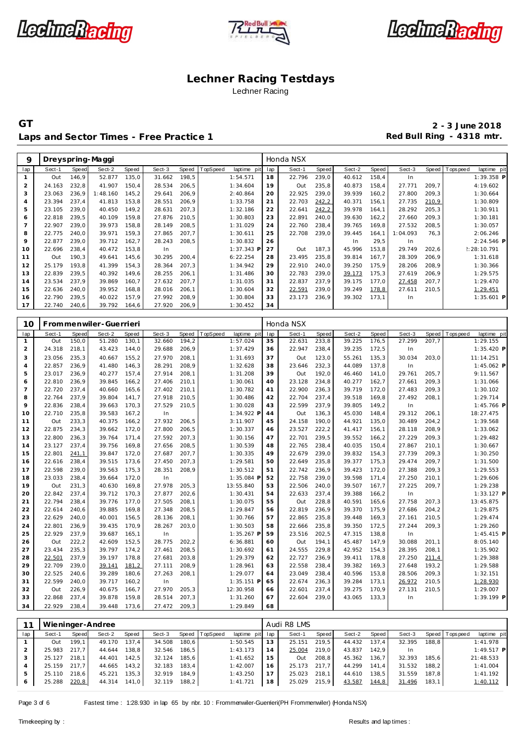# Lechner Racing Testdays

Lechner Racing

## GT

## Laps and Sector Times - Free Practice 1

**2 - 3 June 2018**

**Red Bull Ring - 4318 mtr.**

| 9 | Dreyspring-Maggi | | | | | | | | | Honda NSX | | | | | | | | |
|---|---|---|---|---|---|---|---|---|---|---|---|---|---|---|---|---|---|---|
| lap | Sect-1 | Speed | Sect-2 | Speed | Sect-3 | Speed | TopSpeed | laptime pit | lap | Sect-1 | Speed | Sect-2 | Speed | Sect-3 | Speed | Topspeed | laptime pit |
| 1 | Out | 146,9 | 52.877 | 135,0 | 31.662 | 198,5 | | 1:54.571 | 18 | 22.796 | 239,0 | 40.612 | 158,4 | In | | | 1:39.358 P |
| 2 | 24.163 | 232,8 | 41.907 | 150,4 | 28.534 | 206,5 | | 1:34.604 | 19 | Out | 235,8 | 40.873 | 158,4 | 27.771 | 209,7 | | 4:19.602 |
| 3 | 23.063 | 236,9 | 1:48.160 | 145,2 | 29.641 | 206,9 | | 2:40.864 | 20 | 22.925 | 239,0 | 39.939 | 160,2 | 27.800 | 209,3 | | 1:30.664 |
| 4 | 23.394 | 237,4 | 41.813 | 153,8 | 28.551 | 206,9 | | 1:33.758 | 21 | 22.703 | 242,2 | 40.371 | 156,1 | 27.735 | 210,9 | | 1:30.809 |
| 5 | 23.105 | 239,0 | 40.450 | 149,2 | 28.631 | 207,3 | | 1:32.186 | 22 | 22.641 | 242,2 | 39.978 | 164,1 | 28.292 | 205,3 | | 1:30.911 |
| 6 | 22.818 | 239,5 | 40.109 | 159,8 | 27.876 | 210,5 | | 1:30.803 | 23 | 22.891 | 240,0 | 39.630 | 162,2 | 27.660 | 209,3 | | 1:30.181 |
| 7 | 22.907 | 239,0 | 39.973 | 158,8 | 28.149 | 208,5 | | 1:31.029 | 24 | 22.760 | 238,4 | 39.765 | 169,8 | 27.532 | 208,5 | | 1:30.057 |
| 8 | 22.775 | 240,0 | 39.971 | 159,3 | 27.865 | 207,7 | | 1:30.611 | 25 | 22.708 | 239,0 | 39.445 | 164,1 | 1:04.093 | 76,3 | | 2:06.246 |
| 9 | 22.877 | 239,0 | 39.712 | 162,7 | 28.243 | 208,5 | | 1:30.832 | 26 | | | In | 29,5 | In | | | 2:24.546 P |
| 10 | 22.696 | 238,4 | 40.472 | 153,8 | In | | | 1:37.343 P | 27 | Out | 187,3 | 45.996 | 153,8 | 29.749 | 202,6 | | 2:28:10.791 |
| 11 | Out | 190,3 | 49.641 | 145,6 | 30.295 | 200,4 | | 6:22.254 | 28 | 23.495 | 235,8 | 39.814 | 167,7 | 28.309 | 206,9 | | 1:31.618 |
| 12 | 25.179 | 193,8 | 41.399 | 154,3 | 28.364 | 207,3 | | 1:34.942 | 29 | 22.910 | 240,0 | 39.250 | 175,9 | 28.206 | 208,9 | | 1:30.366 |
| 13 | 22.839 | 239,5 | 40.392 | 149,6 | 28.255 | 206,1 | | 1:31.486 | 30 | 22.783 | 239,0 | 39.173 | 175,3 | 27.619 | 206,9 | | 1:29.575 |
| 14 | 23.534 | 237,9 | 39.869 | 160,7 | 27.632 | 207,7 | | 1:31.035 | 31 | 22.837 | 237,9 | 39.175 | 177,0 | 27.458 | 207,7 | | 1:29.470 |
| 15 | 22.636 | 240,0 | 39.952 | 168,8 | 28.016 | 206,1 | | 1:30.604 | 32 | 22.591 | 239,0 | 39.249 | 178,8 | 27.611 | 210,5 | | 1:29.451 |
| 16 | 22.790 | 239,5 | 40.022 | 157,9 | 27.992 | 208,9 | | 1:30.804 | 33 | 23.173 | 236,9 | 39.302 | 173,1 | In | | | 1:35.601 P |
| 17 | 22.740 | 240,6 | 39.792 | 164,6 | 27.920 | 206,9 | | 1:30.452 | 34 | | | | | | | | |

| 10 | Frommenwiler-Guerrieri | | | | | | | | | Honda NSX | | | | | | | | |
|---|---|---|---|---|---|---|---|---|---|---|---|---|---|---|---|---|---|---|
| lap | Sect-1 | Speed | Sect-2 | Speed | Sect-3 | Speed | TopSpeed | laptime pit | lap | Sect-1 | Speed | Sect-2 | Speed | Sect-3 | Speed | Topspeed | laptime pit |
| 1 | Out | 150,0 | 51.280 | 130,1 | 32.660 | 194,2 | | 1:57.024 | 35 | 22.631 | 233,8 | 39.225 | 176,5 | 27.299 | 207,7 | | 1:29.155 |
| 2 | 24.318 | 218,1 | 43.423 | 144,0 | 29.688 | 206,9 | | 1:37.429 | 36 | 22.947 | 238,4 | 39.235 | 172,5 | In | | | 1:35.420 P |
| 3 | 23.056 | 235,3 | 40.667 | 155,2 | 27.970 | 208,1 | | 1:31.693 | 37 | Out | 123,0 | 55.261 | 135,3 | 30.034 | 203,0 | | 11:14.251 |
| 4 | 22.857 | 236,9 | 41.480 | 146,3 | 28.291 | 208,9 | | 1:32.628 | 38 | 23.646 | 232,3 | 44.089 | 137,8 | In | | | 1:45.062 P |
| 5 | 23.017 | 236,9 | 40.277 | 157,4 | 27.914 | 208,1 | | 1:31.208 | 39 | Out | 192,0 | 46.460 | 141,0 | 29.761 | 205,7 | | 9:11.567 |
| 6 | 22.810 | 236,9 | 39.845 | 166,2 | 27.406 | 210,1 | | 1:30.061 | 40 | 23.128 | 234,8 | 40.277 | 162,7 | 27.661 | 209,3 | | 1:31.066 |
| 7 | 22.720 | 237,4 | 40.660 | 165,6 | 27.402 | 210,1 | | 1:30.782 | 41 | 22.900 | 236,3 | 39.719 | 172,0 | 27.483 | 209,3 | | 1:30.102 |
| 8 | 22.764 | 237,9 | 39.804 | 141,7 | 27.918 | 210,5 | | 1:30.486 | 42 | 22.704 | 237,4 | 39.518 | 169,8 | 27.492 | 208,1 | | 1:29.714 |
| 9 | 22.836 | 238,4 | 39.663 | 170,3 | 27.529 | 210,5 | | 1:30.028 | 43 | 22.599 | 237,9 | 39.805 | 149,2 | In | | | 1:45.766 P |
| 10 | 22.710 | 235,8 | 39.583 | 167,2 | In | | | 1:34.922 P | 44 | Out | 136,3 | 45.030 | 148,4 | 29.312 | 206,1 | | 18:27.475 |
| 11 | Out | 233,3 | 40.375 | 166,2 | 27.932 | 206,5 | | 3:11.907 | 45 | 24.158 | 190,0 | 44.921 | 135,0 | 30.489 | 204,2 | | 1:39.568 |
| 12 | 22.875 | 234,3 | 39.662 | 172,0 | 27.800 | 206,5 | | 1:30.337 | 46 | 23.527 | 222,2 | 41.417 | 156,1 | 28.118 | 208,9 | | 1:33.062 |
| 13 | 22.800 | 236,3 | 39.764 | 171,4 | 27.592 | 207,3 | | 1:30.156 | 47 | 22.701 | 239,5 | 39.552 | 166,2 | 27.229 | 209,3 | | 1:29.482 |
| 14 | 23.127 | 237,4 | 39.756 | 169,8 | 27.656 | 208,5 | | 1:30.539 | 48 | 22.765 | 238,4 | 40.035 | 150,4 | 27.867 | 210,1 | | 1:30.667 |
| 15 | 22.801 | 241,1 | 39.847 | 172,0 | 27.687 | 207,7 | | 1:30.335 | 49 | 22.679 | 239,0 | 39.832 | 154,3 | 27.739 | 209,3 | | 1:30.250 |
| 16 | 22.616 | 238,4 | 39.515 | 173,6 | 27.450 | 207,3 | | 1:29.581 | 50 | 22.649 | 235,8 | 39.377 | 175,3 | 29.474 | 209,7 | | 1:31.500 |
| 17 | 22.598 | 239,0 | 39.563 | 175,3 | 28.351 | 208,9 | | 1:30.512 | 51 | 22.742 | 236,9 | 39.423 | 172,0 | 27.388 | 209,3 | | 1:29.553 |
| 18 | 23.033 | 238,4 | 39.664 | 172,0 | In | | | 1:35.084 P | 52 | 22.758 | 239,0 | 39.598 | 171,4 | 27.250 | 210,1 | | 1:29.606 |
| 19 | Out | 231,3 | 40.630 | 169,8 | 27.978 | 205,3 | | 13:55.840 | 53 | 22.506 | 240,0 | 39.507 | 167,7 | 27.225 | 209,7 | | 1:29.238 |
| 20 | 22.842 | 237,4 | 39.712 | 170,3 | 27.877 | 202,6 | | 1:30.431 | 54 | 22.633 | 237,4 | 39.388 | 166,2 | In | | | 1:33.127 P |
| 21 | 22.794 | 238,4 | 39.776 | 177,0 | 27.505 | 208,1 | | 1:30.075 | 55 | Out | 228,8 | 40.591 | 165,6 | 27.758 | 207,3 | | 13:45.875 |
| 22 | 22.614 | 240,6 | 39.885 | 169,8 | 27.348 | 208,5 | | 1:29.847 | 56 | 22.819 | 236,9 | 39.370 | 175,9 | 27.686 | 204,2 | | 1:29.875 |
| 23 | 22.629 | 240,0 | 40.001 | 156,5 | 28.136 | 208,1 | | 1:30.766 | 57 | 22.865 | 235,8 | 39.448 | 169,3 | 27.161 | 210,5 | | 1:29.474 |
| 24 | 22.801 | 236,9 | 39.435 | 170,9 | 28.267 | 203,0 | | 1:30.503 | 58 | 22.666 | 235,8 | 39.350 | 172,5 | 27.244 | 209,3 | | 1:29.260 |
| 25 | 22.929 | 237,9 | 39.687 | 165,1 | In | | | 1:35.267 P | 59 | 23.516 | 202,5 | 47.315 | 138,8 | In | | | 1:45.415 P |
| 26 | Out | 222,2 | 42.609 | 152,5 | 28.775 | 202,2 | | 6:36.881 | 60 | Out | 194,1 | 45.487 | 147,9 | 30.088 | 201,1 | | 8:05.140 |
| 27 | 23.434 | 235,3 | 39.797 | 174,2 | 27.461 | 208,5 | | 1:30.692 | 61 | 24.555 | 229,8 | 42.952 | 154,3 | 28.395 | 208,1 | | 1:35.902 |
| 28 | 22.501 | 237,9 | 39.197 | 178,8 | 27.681 | 203,8 | | 1:29.379 | 62 | 22.727 | 236,9 | 39.411 | 178,8 | 27.250 | 211,4 | | 1:29.388 |
| 29 | 22.709 | 239,0 | 39.141 | 181,2 | 27.111 | 208,9 | | 1:28.961 | 63 | 22.558 | 238,4 | 39.382 | 169,3 | 27.648 | 193,2 | | 1:29.588 |
| 30 | 22.525 | 240,6 | 39.289 | 180,6 | 27.263 | 208,1 | | 1:29.077 | 64 | 23.049 | 238,4 | 40.596 | 153,8 | 28.506 | 209,3 | | 1:32.151 |
| 31 | 22.599 | 240,0 | 39.717 | 160,2 | In | | | 1:35.151 P | 65 | 22.674 | 236,3 | 39.284 | 173,1 | 26.972 | 210,5 | | 1:28.930 |
| 32 | Out | 226,9 | 40.675 | 166,7 | 27.970 | 205,3 | | 12:30.958 | 66 | 22.601 | 237,4 | 39.275 | 170,9 | 27.131 | 210,5 | | 1:29.007 |
| 33 | 22.868 | 237,4 | 39.878 | 159,8 | 28.514 | 207,3 | | 1:31.260 | 67 | 22.604 | 239,0 | 43.065 | 133,3 | In | | | 1:39.199 P |
| 34 | 22.929 | 238,4 | 39.448 | 173,6 | 27.472 | 209,3 | | 1:29.849 | 68 | | | | | | | | |

| 11 | Wieninger-Andree | | | | | | | | | Audi R8 LMS | | | | | | | | |
|---|---|---|---|---|---|---|---|---|---|---|---|---|---|---|---|---|---|---|
| lap | Sect-1 | Speed | Sect-2 | Speed | Sect-3 | Speed | TopSpeed | laptime pit | lap | Sect-1 | Speed | Sect-2 | Speed | Sect-3 | Speed | Topspeed | laptime pit |
| 1 | Out | 199,1 | 49.170 | 137,4 | 34.508 | 180,6 | | 1:50.545 | 13 | 25.151 | 219,5 | 44.432 | 137,4 | 32.395 | 188,8 | | 1:41.978 |
| 2 | 25.983 | 217,7 | 44.644 | 138,8 | 32.546 | 186,5 | | 1:43.173 | 14 | 25.004 | 219,0 | 43.837 | 142,9 | In | | | 1:49.517 P |
| 3 | 25.127 | 218,1 | 44.401 | 142,5 | 32.124 | 185,6 | | 1:41.652 | 15 | Out | 208,8 | 45.362 | 136,7 | 32.393 | 185,6 | | 21:48.533 |
| 4 | 25.159 | 217,7 | 44.665 | 143,2 | 32.183 | 183,4 | | 1:42.007 | 16 | 25.173 | 217,7 | 44.299 | 141,4 | 31.532 | 188,2 | | 1:41.004 |
| 5 | 25.110 | 218,6 | 45.221 | 135,3 | 32.919 | 184,9 | | 1:43.250 | 17 | 25.023 | 218,1 | 44.610 | 138,5 | 31.559 | 187,8 | | 1:41.192 |
| 6 | 25.288 | 220,8 | 44.314 | 141,0 | 32.119 | 188,2 | | 1:41.721 | 18 | 25.029 | 215,9 | 43.587 | 144,8 | 31.496 | 183,1 | | 1:40.112 |

Fastest time : 1:28.930 in lap 65 by nbr. 10 : Frommenwiler-Guerrieri(PH Frommenwiler) (Honda NSX)

Timekeeping by : Results and lap times :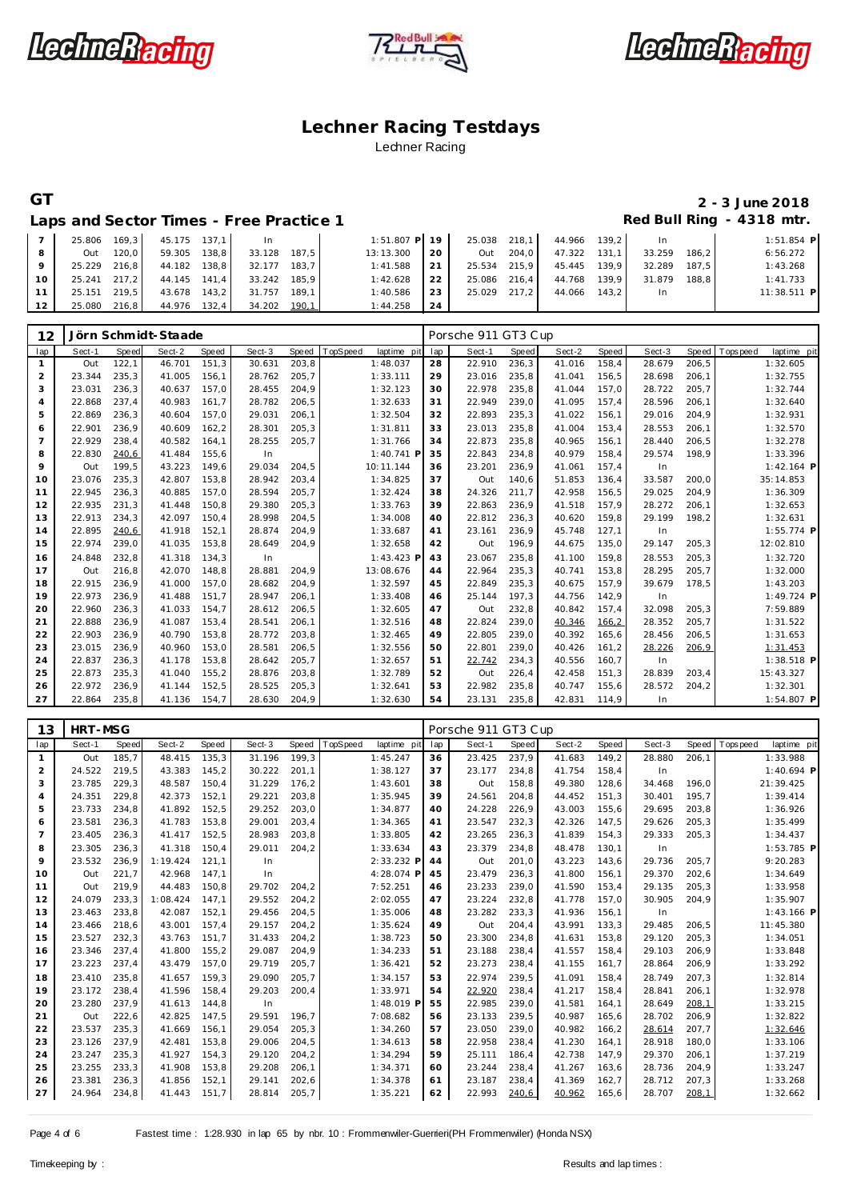# Lechner Racing Testdays

Lechner Racing

**GT** — **2 - 3 June 2018**

## Laps and Sector Times - Free Practice 1

**Red Bull Ring - 4318 mtr.**

| lap | Sect-1 | Speed | Sect-2 | Speed | Sect-3 | Speed | TopSpeed | laptime pit | lap | Sect-1 | Speed | Sect-2 | Speed | Sect-3 | Speed | Topspeed | laptime pit |
|---|---|---|---|---|---|---|---|---|---|---|---|---|---|---|---|---|---|
| 7 | 25.806 | 169,3 | 45.175 | 137,1 | In | | | 1:51.807 P | 19 | 25.038 | 218,1 | 44.966 | 139,2 | In | | | 1:51.854 P |
| 8 | Out | 120,0 | 59.305 | 138,8 | 33.128 | 187,5 | | 13:13.300 | 20 | Out | 204,0 | 47.322 | 131,1 | 33.259 | 186,2 | | 6:56.272 |
| 9 | 25.229 | 216,8 | 44.182 | 138,8 | 32.177 | 183,7 | | 1:41.588 | 21 | 25.534 | 215,9 | 45.445 | 139,9 | 32.289 | 187,5 | | 1:43.268 |
| 10 | 25.241 | 217,2 | 44.145 | 141,4 | 33.242 | 185,9 | | 1:42.628 | 22 | 25.086 | 216,4 | 44.768 | 139,9 | 31.879 | 188,8 | | 1:41.733 |
| 11 | 25.151 | 219,5 | 43.678 | 143,2 | 31.757 | 189,1 | | 1:40.586 | 23 | 25.029 | 217,2 | 44.066 | 143,2 | In | | | 11:38.511 P |
| 12 | 25.080 | 216,8 | 44.976 | 132,4 | 34.202 | 190,1 | | 1:44.258 | 24 | | | | | | | | |

### 12 Jörn Schmidt-Staade — Porsche 911 GT3 Cup

| lap | Sect-1 | Speed | Sect-2 | Speed | Sect-3 | Speed | TopSpeed | laptime pit | lap | Sect-1 | Speed | Sect-2 | Speed | Sect-3 | Speed | Topspeed | laptime pit |
|---|---|---|---|---|---|---|---|---|---|---|---|---|---|---|---|---|---|
| 1 | Out | 122,1 | 46.701 | 151,3 | 30.631 | 203,8 | | 1:48.037 | 28 | 22.910 | 236,3 | 41.016 | 158,4 | 28.679 | 206,5 | | 1:32.605 |
| 2 | 23.344 | 235,3 | 41.005 | 156,1 | 28.762 | 205,7 | | 1:33.111 | 29 | 23.016 | 235,8 | 41.041 | 156,5 | 28.698 | 206,1 | | 1:32.755 |
| 3 | 23.031 | 236,3 | 40.637 | 157,0 | 28.455 | 204,9 | | 1:32.123 | 30 | 22.978 | 235,8 | 41.044 | 157,0 | 28.722 | 205,7 | | 1:32.744 |
| 4 | 22.868 | 237,4 | 40.983 | 161,7 | 28.782 | 206,5 | | 1:32.633 | 31 | 22.949 | 239,0 | 41.095 | 157,4 | 28.596 | 206,1 | | 1:32.640 |
| 5 | 22.869 | 236,3 | 40.604 | 157,0 | 29.031 | 206,1 | | 1:32.504 | 32 | 22.893 | 235,3 | 41.022 | 156,1 | 29.016 | 204,9 | | 1:32.931 |
| 6 | 22.901 | 236,9 | 40.609 | 162,2 | 28.301 | 205,3 | | 1:31.811 | 33 | 23.013 | 235,8 | 41.004 | 153,4 | 28.553 | 206,1 | | 1:32.570 |
| 7 | 22.929 | 238,4 | 40.582 | 164,1 | 28.255 | 205,7 | | 1:31.766 | 34 | 22.873 | 235,8 | 40.965 | 156,1 | 28.440 | 206,5 | | 1:32.278 |
| 8 | 22.830 | 240,6 | 41.484 | 155,6 | In | | | 1:40.741 P | 35 | 22.843 | 234,8 | 40.979 | 158,4 | 29.574 | 198,9 | | 1:33.396 |
| 9 | Out | 199,5 | 43.223 | 149,6 | 29.034 | 204,5 | | 10:11.144 | 36 | 23.201 | 236,9 | 41.061 | 157,4 | In | | | 1:42.164 P |
| 10 | 23.076 | 235,3 | 42.807 | 153,8 | 28.942 | 203,4 | | 1:34.825 | 37 | Out | 140,6 | 51.853 | 136,4 | 33.587 | 200,0 | | 35:14.853 |
| 11 | 22.945 | 236,3 | 40.885 | 157,0 | 28.594 | 205,7 | | 1:32.424 | 38 | 24.326 | 211,7 | 42.958 | 156,5 | 29.025 | 204,9 | | 1:36.309 |
| 12 | 22.935 | 231,3 | 41.448 | 150,8 | 29.380 | 205,3 | | 1:33.763 | 39 | 22.863 | 236,9 | 41.518 | 157,9 | 28.272 | 206,1 | | 1:32.653 |
| 13 | 22.913 | 234,3 | 42.097 | 150,4 | 28.998 | 204,5 | | 1:34.008 | 40 | 22.812 | 236,3 | 40.620 | 159,8 | 29.199 | 198,2 | | 1:32.631 |
| 14 | 22.895 | 240,6 | 41.918 | 152,1 | 28.874 | 204,9 | | 1:33.687 | 41 | 23.161 | 236,9 | 45.748 | 127,1 | In | | | 1:55.774 P |
| 15 | 22.974 | 239,0 | 41.035 | 153,8 | 28.649 | 204,9 | | 1:32.658 | 42 | Out | 196,9 | 44.675 | 135,0 | 29.147 | 205,3 | | 12:02.810 |
| 16 | 24.848 | 232,8 | 41.318 | 134,3 | In | | | 1:43.423 P | 43 | 23.067 | 235,8 | 41.100 | 159,8 | 28.553 | 205,3 | | 1:32.720 |
| 17 | Out | 216,8 | 42.070 | 148,8 | 28.881 | 204,9 | | 13:08.676 | 44 | 22.964 | 235,3 | 40.741 | 153,8 | 28.295 | 205,7 | | 1:32.000 |
| 18 | 22.915 | 236,9 | 41.000 | 157,0 | 28.682 | 204,9 | | 1:32.597 | 45 | 22.849 | 235,3 | 40.675 | 157,9 | 39.679 | 178,5 | | 1:43.203 |
| 19 | 22.973 | 236,9 | 41.488 | 151,7 | 28.947 | 206,1 | | 1:33.408 | 46 | 25.144 | 197,3 | 44.756 | 142,9 | In | | | 1:49.724 P |
| 20 | 22.960 | 236,3 | 41.033 | 154,7 | 28.612 | 206,5 | | 1:32.605 | 47 | Out | 232,8 | 40.842 | 157,4 | 32.098 | 205,3 | | 7:59.889 |
| 21 | 22.888 | 236,9 | 41.087 | 153,4 | 28.541 | 206,1 | | 1:32.516 | 48 | 22.824 | 239,0 | 40.346 | 166,2 | 28.352 | 205,7 | | 1:31.522 |
| 22 | 22.903 | 236,9 | 40.790 | 153,8 | 28.772 | 203,8 | | 1:32.465 | 49 | 22.805 | 239,0 | 40.392 | 165,6 | 28.456 | 206,5 | | 1:31.653 |
| 23 | 23.015 | 236,9 | 40.960 | 153,0 | 28.581 | 206,5 | | 1:32.556 | 50 | 22.801 | 239,0 | 40.426 | 161,2 | 28.226 | 206,9 | | 1:31.453 |
| 24 | 22.837 | 236,3 | 41.178 | 153,8 | 28.642 | 205,7 | | 1:32.657 | 51 | 22.742 | 234,3 | 40.556 | 160,7 | In | | | 1:38.518 P |
| 25 | 22.873 | 235,3 | 41.040 | 155,2 | 28.876 | 203,8 | | 1:32.789 | 52 | Out | 226,4 | 42.458 | 151,3 | 28.839 | 203,4 | | 15:43.327 |
| 26 | 22.972 | 236,9 | 41.144 | 152,5 | 28.525 | 205,3 | | 1:32.641 | 53 | 22.982 | 235,8 | 40.747 | 155,6 | 28.572 | 204,2 | | 1:32.301 |
| 27 | 22.864 | 235,8 | 41.136 | 154,7 | 28.630 | 204,9 | | 1:32.630 | 54 | 23.131 | 235,8 | 42.831 | 114,9 | In | | | 1:54.807 P |

### 13 HRT-MSG — Porsche 911 GT3 Cup

| lap | Sect-1 | Speed | Sect-2 | Speed | Sect-3 | Speed | TopSpeed | laptime pit | lap | Sect-1 | Speed | Sect-2 | Speed | Sect-3 | Speed | Topspeed | laptime pit |
|---|---|---|---|---|---|---|---|---|---|---|---|---|---|---|---|---|---|
| 1 | Out | 185,7 | 48.415 | 135,3 | 31.196 | 199,3 | | 1:45.247 | 36 | 23.425 | 237,9 | 41.683 | 149,2 | 28.880 | 206,1 | | 1:33.988 |
| 2 | 24.522 | 219,5 | 43.383 | 145,2 | 30.222 | 201,1 | | 1:38.127 | 37 | 23.177 | 234,8 | 41.754 | 158,4 | In | | | 1:40.694 P |
| 3 | 23.785 | 229,3 | 48.587 | 150,4 | 31.229 | 176,2 | | 1:43.601 | 38 | Out | 158,8 | 49.380 | 128,6 | 34.468 | 196,0 | | 21:39.425 |
| 4 | 24.351 | 229,8 | 42.373 | 152,1 | 29.221 | 203,8 | | 1:35.945 | 39 | 24.561 | 204,8 | 44.452 | 151,3 | 30.401 | 195,7 | | 1:39.414 |
| 5 | 23.733 | 234,8 | 41.892 | 152,5 | 29.252 | 203,0 | | 1:34.877 | 40 | 24.228 | 226,9 | 43.003 | 155,6 | 29.695 | 203,8 | | 1:36.926 |
| 6 | 23.581 | 236,3 | 41.783 | 153,8 | 29.001 | 203,4 | | 1:34.365 | 41 | 23.547 | 232,3 | 42.326 | 147,5 | 29.626 | 205,3 | | 1:35.499 |
| 7 | 23.405 | 236,3 | 41.417 | 152,5 | 28.983 | 203,8 | | 1:33.805 | 42 | 23.265 | 236,3 | 41.839 | 154,3 | 29.333 | 205,3 | | 1:34.437 |
| 8 | 23.305 | 236,3 | 41.318 | 150,4 | 29.011 | 204,2 | | 1:33.634 | 43 | 23.379 | 234,8 | 48.478 | 130,1 | In | | | 1:53.785 P |
| 9 | 23.532 | 236,9 | 1:19.424 | 121,1 | In | | | 2:33.232 P | 44 | Out | 201,0 | 43.223 | 143,6 | 29.736 | 205,7 | | 9:20.283 |
| 10 | Out | 221,7 | 42.968 | 147,1 | In | | | 4:28.074 P | 45 | 23.479 | 236,3 | 41.800 | 156,1 | 29.370 | 202,6 | | 1:34.649 |
| 11 | Out | 219,9 | 44.483 | 150,8 | 29.702 | 204,2 | | 7:52.251 | 46 | 23.233 | 239,0 | 41.590 | 153,4 | 29.135 | 205,3 | | 1:33.958 |
| 12 | 24.079 | 233,3 | 1:08.424 | 147,1 | 29.552 | 204,2 | | 2:02.055 | 47 | 23.224 | 232,8 | 41.778 | 157,0 | 30.905 | 204,9 | | 1:35.907 |
| 13 | 23.463 | 233,8 | 42.087 | 152,1 | 29.456 | 204,5 | | 1:35.006 | 48 | 23.282 | 233,3 | 41.936 | 156,1 | In | | | 1:43.166 P |
| 14 | 23.466 | 218,6 | 43.001 | 157,4 | 29.157 | 204,2 | | 1:35.624 | 49 | Out | 204,4 | 43.991 | 133,3 | 29.485 | 206,5 | | 11:45.380 |
| 15 | 23.527 | 232,3 | 43.763 | 151,7 | 31.433 | 204,2 | | 1:38.723 | 50 | 23.300 | 234,8 | 41.631 | 153,8 | 29.120 | 205,3 | | 1:34.051 |
| 16 | 23.346 | 237,4 | 41.800 | 155,2 | 29.087 | 204,9 | | 1:34.233 | 51 | 23.188 | 238,4 | 41.557 | 158,4 | 29.103 | 206,9 | | 1:33.848 |
| 17 | 23.223 | 237,4 | 43.479 | 157,0 | 29.719 | 205,7 | | 1:36.421 | 52 | 23.273 | 238,4 | 41.155 | 161,7 | 28.864 | 206,9 | | 1:33.292 |
| 18 | 23.410 | 235,8 | 41.657 | 159,3 | 29.090 | 205,7 | | 1:34.157 | 53 | 22.974 | 239,5 | 41.091 | 158,4 | 28.749 | 207,3 | | 1:32.814 |
| 19 | 23.172 | 238,4 | 41.596 | 158,4 | 29.203 | 200,4 | | 1:33.971 | 54 | 22.920 | 238,4 | 41.217 | 158,4 | 28.841 | 206,1 | | 1:32.978 |
| 20 | 23.280 | 237,9 | 41.613 | 144,8 | In | | | 1:48.019 P | 55 | 22.985 | 239,0 | 41.581 | 164,1 | 28.649 | 208,1 | | 1:33.215 |
| 21 | Out | 222,6 | 42.825 | 147,5 | 29.591 | 196,7 | | 7:08.682 | 56 | 23.133 | 239,5 | 40.987 | 165,6 | 28.702 | 206,9 | | 1:32.822 |
| 22 | 23.537 | 235,3 | 41.669 | 156,1 | 29.054 | 205,3 | | 1:34.260 | 57 | 23.050 | 239,0 | 40.982 | 166,2 | 28.614 | 207,7 | | 1:32.646 |
| 23 | 23.126 | 237,9 | 42.481 | 153,8 | 29.006 | 204,5 | | 1:34.613 | 58 | 22.958 | 238,4 | 41.230 | 164,1 | 28.918 | 180,0 | | 1:33.106 |
| 24 | 23.247 | 235,3 | 41.927 | 154,3 | 29.120 | 204,2 | | 1:34.294 | 59 | 25.111 | 186,4 | 42.738 | 147,9 | 29.370 | 206,1 | | 1:37.219 |
| 25 | 23.255 | 233,3 | 41.908 | 153,8 | 29.208 | 206,1 | | 1:34.371 | 60 | 23.244 | 238,4 | 41.267 | 163,6 | 28.736 | 204,9 | | 1:33.247 |
| 26 | 23.381 | 236,3 | 41.856 | 152,1 | 29.141 | 202,6 | | 1:34.378 | 61 | 23.187 | 238,4 | 41.369 | 162,7 | 28.712 | 207,3 | | 1:33.268 |
| 27 | 24.964 | 234,8 | 41.443 | 151,7 | 28.814 | 205,7 | | 1:35.221 | 62 | 22.993 | 240,6 | 40.962 | 165,6 | 28.707 | 208,1 | | 1:32.662 |

Fastest time : 1:28.930 in lap 65 by nbr. 10 : Frommenwiler-Guerrieri(PH Frommenwiler) (Honda NSX)

Timekeeping by : Results and lap times :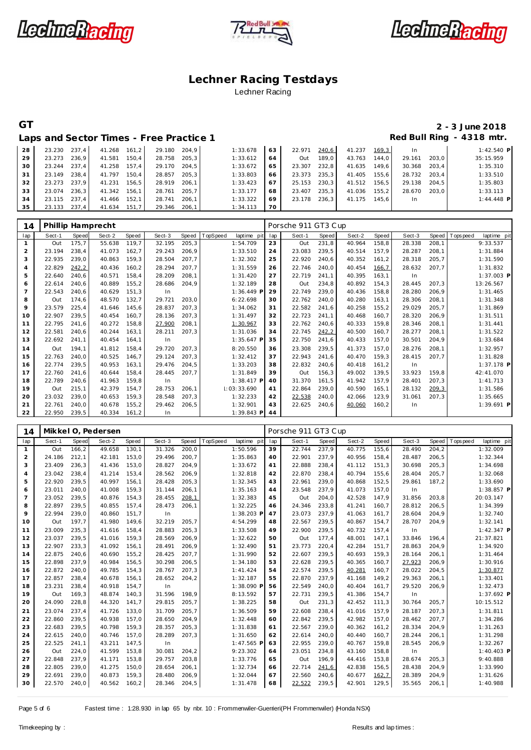# Lechner Racing Testdays

Lechner Racing

**GT** — **2 - 3 June 2018**

## Laps and Sector Times - Free Practice 1

**Red Bull Ring - 4318 mtr.**

| lap | Sect-1 | Speed | Sect-2 | Speed | Sect-3 | Speed | TopSpeed | laptime pit | lap | Sect-1 | Speed | Sect-2 | Speed | Sect-3 | Speed | Topspeed | laptime pit |
|---|---|---|---|---|---|---|---|---|---|---|---|---|---|---|---|---|---|
| 28 | 23.230 | 237,4 | 41.268 | 161,2 | 29.180 | 204,9 | | 1:33.678 | 63 | 22.971 | 240,6 | 41.237 | 169,3 | In | | | 1:42.540 P |
| 29 | 23.273 | 236,9 | 41.581 | 150,4 | 28.758 | 205,3 | | 1:33.612 | 64 | Out | 189,0 | 43.763 | 144,0 | 29.161 | 203,0 | | 35:15.959 |
| 30 | 23.244 | 237,4 | 41.258 | 157,4 | 29.170 | 204,5 | | 1:33.672 | 65 | 23.307 | 232,8 | 41.635 | 149,6 | 30.368 | 203,4 | | 1:35.310 |
| 31 | 23.149 | 238,4 | 41.797 | 150,4 | 28.857 | 205,3 | | 1:33.803 | 66 | 23.373 | 235,3 | 41.405 | 155,6 | 28.732 | 203,4 | | 1:33.510 |
| 32 | 23.273 | 237,9 | 41.231 | 156,5 | 28.919 | 206,1 | | 1:33.423 | 67 | 25.153 | 230,3 | 41.512 | 156,5 | 29.138 | 204,5 | | 1:35.803 |
| 33 | 23.074 | 236,3 | 41.342 | 156,1 | 28.761 | 205,7 | | 1:33.177 | 68 | 23.407 | 235,3 | 41.036 | 155,2 | 28.670 | 203,0 | | 1:33.113 |
| 34 | 23.115 | 237,4 | 41.466 | 152,1 | 28.741 | 206,1 | | 1:33.322 | 69 | 23.178 | 236,3 | 41.175 | 145,6 | In | | | 1:44.448 P |
| 35 | 23.133 | 237,4 | 41.634 | 151,7 | 29.346 | 206,1 | | 1:34.113 | 70 | | | | | | | | |

### 14 Phillip Hamprecht — Porsche 911 GT3 Cup

| lap | Sect-1 | Speed | Sect-2 | Speed | Sect-3 | Speed | TopSpeed | laptime pit | lap | Sect-1 | Speed | Sect-2 | Speed | Sect-3 | Speed | Topspeed | laptime pit |
|---|---|---|---|---|---|---|---|---|---|---|---|---|---|---|---|---|---|
| 1 | Out | 175,7 | 55.638 | 119,7 | 32.195 | 205,3 | | 1:54.709 | 23 | Out | 231,8 | 40.964 | 158,8 | 28.338 | 208,1 | | 9:33.537 |
| 2 | 23.194 | 238,4 | 41.073 | 162,7 | 29.243 | 206,9 | | 1:33.510 | 24 | 23.083 | 239,5 | 40.514 | 157,9 | 28.287 | 208,1 | | 1:31.884 |
| 3 | 22.935 | 239,0 | 40.863 | 159,3 | 28.504 | 207,7 | | 1:32.302 | 25 | 22.920 | 240,6 | 40.352 | 161,2 | 28.318 | 205,7 | | 1:31.590 |
| 4 | 22.829 | 242,2 | 40.436 | 160,2 | 28.294 | 207,7 | | 1:31.559 | 26 | 22.746 | 240,0 | 40.454 | 166,7 | 28.632 | 207,7 | | 1:31.832 |
| 5 | 22.640 | 240,6 | 40.571 | 158,4 | 28.209 | 208,1 | | 1:31.420 | 27 | 22.719 | 241,1 | 40.395 | 163,1 | In | | | 1:37.003 P |
| 6 | 22.614 | 240,6 | 40.889 | 155,2 | 28.686 | 204,9 | | 1:32.189 | 28 | Out | 234,8 | 40.892 | 154,3 | 28.445 | 207,3 | | 13:26.567 |
| 7 | 22.543 | 240,6 | 40.629 | 151,3 | In | | | 1:36.449 P | 29 | 22.749 | 239,0 | 40.436 | 158,8 | 28.280 | 206,9 | | 1:31.465 |
| 8 | Out | 174,6 | 48.570 | 132,7 | 29.721 | 203,0 | | 6:22.698 | 30 | 22.762 | 240,0 | 40.280 | 163,1 | 28.306 | 208,1 | | 1:31.348 |
| 9 | 23.579 | 225,4 | 41.646 | 145,6 | 28.837 | 207,3 | | 1:34.062 | 31 | 22.582 | 241,6 | 40.258 | 155,2 | 29.029 | 205,7 | | 1:31.869 |
| 10 | 22.907 | 239,5 | 40.454 | 160,7 | 28.136 | 207,3 | | 1:31.497 | 32 | 22.723 | 241,1 | 40.468 | 160,7 | 28.320 | 206,9 | | 1:31.511 |
| 11 | 22.795 | 241,6 | 40.272 | 158,8 | 27.900 | 208,1 | | 1:30.967 | 33 | 22.762 | 240,6 | 40.333 | 159,8 | 28.346 | 208,1 | | 1:31.441 |
| 12 | 22.581 | 240,6 | 40.244 | 163,1 | 28.211 | 207,3 | | 1:31.036 | 34 | 22.745 | 242,2 | 40.500 | 160,7 | 28.277 | 208,1 | | 1:31.522 |
| 13 | 22.692 | 241,1 | 40.454 | 164,1 | In | | | 1:35.647 P | 35 | 22.750 | 241,6 | 40.433 | 157,0 | 30.501 | 204,9 | | 1:33.684 |
| 14 | Out | 194,1 | 41.812 | 158,4 | 29.720 | 207,3 | | 8:20.550 | 36 | 23.308 | 239,5 | 41.373 | 157,0 | 28.276 | 208,1 | | 1:32.957 |
| 15 | 22.763 | 240,0 | 40.525 | 146,7 | 29.124 | 207,3 | | 1:32.412 | 37 | 22.943 | 241,6 | 40.470 | 159,3 | 28.415 | 207,7 | | 1:31.828 |
| 16 | 22.774 | 239,5 | 40.953 | 163,1 | 29.476 | 204,5 | | 1:33.203 | 38 | 22.832 | 240,6 | 40.418 | 161,2 | In | | | 1:37.178 P |
| 17 | 22.760 | 241,6 | 40.644 | 158,4 | 28.445 | 207,7 | | 1:31.849 | 39 | Out | 156,3 | 49.002 | 139,5 | 33.923 | 159,8 | | 42:41.070 |
| 18 | 22.789 | 240,6 | 41.963 | 159,8 | In | | | 1:38.417 P | 40 | 31.370 | 161,5 | 41.942 | 157,9 | 28.401 | 207,3 | | 1:41.713 |
| 19 | Out | 215,1 | 42.379 | 154,7 | 28.753 | 206,1 | | I:03:33.690 | 41 | 22.864 | 239,0 | 40.590 | 165,1 | 28.132 | 209,3 | | 1:31.586 |
| 20 | 23.032 | 239,0 | 40.653 | 159,3 | 28.548 | 207,3 | | 1:32.233 | 42 | 22.538 | 240,0 | 42.066 | 123,9 | 31.061 | 207,3 | | 1:35.665 |
| 21 | 22.761 | 240,0 | 40.678 | 155,2 | 29.462 | 206,5 | | 1:32.901 | 43 | 22.625 | 240,6 | 40.060 | 160,2 | In | | | 1:39.691 P |
| 22 | 22.950 | 239,5 | 40.334 | 161,2 | In | | | 1:39.843 P | 44 | | | | | | | | |

### 14 Mikkel O, Pedersen — Porsche 911 GT3 Cup

| lap | Sect-1 | Speed | Sect-2 | Speed | Sect-3 | Speed | TopSpeed | laptime pit | lap | Sect-1 | Speed | Sect-2 | Speed | Sect-3 | Speed | Topspeed | laptime pit |
|---|---|---|---|---|---|---|---|---|---|---|---|---|---|---|---|---|---|
| 1 | Out | 166,2 | 49.658 | 130,1 | 31.326 | 200,0 | | 1:50.596 | 39 | 22.744 | 237,9 | 40.775 | 155,6 | 28.490 | 204,2 | | 1:32.009 |
| 2 | 24.186 | 212,1 | 42.181 | 153,0 | 29.496 | 200,7 | | 1:35.863 | 40 | 22.901 | 237,9 | 40.956 | 158,4 | 28.487 | 206,5 | | 1:32.344 |
| 3 | 23.409 | 236,3 | 41.436 | 153,0 | 28.827 | 204,9 | | 1:33.672 | 41 | 22.888 | 238,4 | 41.112 | 151,3 | 30.698 | 205,3 | | 1:34.698 |
| 4 | 23.042 | 238,4 | 41.214 | 153,4 | 28.562 | 206,9 | | 1:32.818 | 42 | 22.870 | 238,4 | 40.794 | 155,6 | 28.404 | 205,7 | | 1:32.068 |
| 5 | 22.920 | 239,5 | 40.997 | 156,1 | 28.428 | 205,3 | | 1:32.345 | 43 | 22.961 | 239,0 | 40.868 | 152,5 | 29.861 | 187,2 | | 1:33.690 |
| 6 | 23.011 | 240,0 | 41.008 | 159,3 | 31.144 | 206,1 | | 1:35.163 | 44 | 23.548 | 237,9 | 41.073 | 157,0 | In | | | 1:38.857 P |
| 7 | 23.052 | 239,5 | 40.876 | 154,3 | 28.455 | 208,1 | | 1:32.383 | 45 | Out | 204,0 | 42.528 | 147,9 | 31.856 | 203,8 | | 20:03.147 |
| 8 | 22.897 | 239,5 | 40.855 | 157,4 | 28.473 | 206,1 | | 1:32.225 | 46 | 24.346 | 233,8 | 41.241 | 160,7 | 28.812 | 206,5 | | 1:34.399 |
| 9 | 22.994 | 239,0 | 40.860 | 151,7 | In | | | 1:38.203 P | 47 | 23.073 | 237,9 | 41.063 | 161,7 | 28.604 | 204,9 | | 1:32.740 |
| 10 | Out | 197,7 | 41.980 | 149,6 | 32.219 | 205,7 | | 4:54.299 | 48 | 22.567 | 239,5 | 40.867 | 154,7 | 28.707 | 204,9 | | 1:32.141 |
| 11 | 23.009 | 235,3 | 41.616 | 158,4 | 28.883 | 205,3 | | 1:33.508 | 49 | 22.900 | 239,5 | 40.732 | 157,4 | In | | | 1:42.347 P |
| 12 | 23.037 | 239,5 | 41.016 | 159,3 | 28.569 | 206,9 | | 1:32.622 | 50 | Out | 177,4 | 48.001 | 147,1 | 33.846 | 196,4 | | 21:37.821 |
| 13 | 22.907 | 233,3 | 41.092 | 156,1 | 28.491 | 206,9 | | 1:32.490 | 51 | 23.773 | 220,4 | 42.284 | 151,7 | 28.863 | 204,9 | | 1:34.920 |
| 14 | 22.875 | 240,6 | 40.690 | 155,2 | 28.425 | 207,7 | | 1:31.990 | 52 | 22.607 | 239,5 | 40.693 | 159,3 | 28.164 | 206,1 | | 1:31.464 |
| 15 | 22.898 | 237,9 | 40.984 | 156,5 | 30.298 | 206,5 | | 1:34.180 | 53 | 22.628 | 239,5 | 40.365 | 160,7 | 27.923 | 206,9 | | 1:30.916 |
| 16 | 22.872 | 240,0 | 49.785 | 154,3 | 28.767 | 207,3 | | 1:41.424 | 54 | 22.574 | 239,5 | 40.281 | 160,7 | 28.022 | 204,5 | | 1:30.877 |
| 17 | 22.857 | 238,4 | 40.678 | 156,1 | 28.652 | 204,2 | | 1:32.187 | 55 | 22.870 | 237,9 | 41.168 | 149,2 | 29.363 | 206,1 | | 1:33.401 |
| 18 | 23.231 | 238,4 | 40.918 | 154,7 | In | | | 1:38.090 P | 56 | 22.549 | 240,0 | 40.404 | 161,7 | 29.520 | 206,9 | | 1:32.473 |
| 19 | Out | 169,3 | 48.874 | 140,3 | 31.596 | 198,9 | | 8:13.592 | 57 | 22.731 | 239,5 | 41.386 | 154,7 | In | | | 1:37.692 P |
| 20 | 24.090 | 228,8 | 44.320 | 141,7 | 29.815 | 205,7 | | 1:38.225 | 58 | Out | 231,3 | 42.452 | 111,3 | 30.764 | 205,7 | | 10:15.512 |
| 21 | 23.074 | 237,4 | 41.726 | 133,0 | 31.709 | 205,7 | | 1:36.509 | 59 | 22.608 | 238,4 | 41.016 | 157,9 | 28.187 | 207,3 | | 1:31.811 |
| 22 | 22.860 | 239,5 | 40.938 | 157,0 | 28.650 | 204,9 | | 1:32.448 | 60 | 22.842 | 239,5 | 42.982 | 157,0 | 28.462 | 207,7 | | 1:34.286 |
| 23 | 22.683 | 239,5 | 40.798 | 159,3 | 28.357 | 205,3 | | 1:31.838 | 61 | 22.567 | 239,0 | 40.362 | 161,2 | 28.334 | 204,9 | | 1:31.263 |
| 24 | 22.615 | 240,0 | 40.746 | 157,0 | 28.289 | 207,3 | | 1:31.650 | 62 | 22.614 | 240,0 | 40.440 | 160,7 | 28.244 | 206,1 | | 1:31.298 |
| 25 | 22.525 | 241,1 | 43.211 | 147,5 | In | | | 1:47.565 P | 63 | 22.955 | 239,0 | 40.767 | 159,8 | 28.545 | 206,9 | | 1:32.267 |
| 26 | Out | 224,0 | 41.599 | 153,8 | 30.081 | 204,2 | | 9:23.302 | 64 | 23.051 | 234,8 | 43.160 | 158,8 | In | | | 1:40.403 P |
| 27 | 22.848 | 237,9 | 41.171 | 153,8 | 29.757 | 203,8 | | 1:33.776 | 65 | Out | 196,9 | 44.416 | 153,8 | 28.674 | 205,3 | | 9:40.888 |
| 28 | 22.805 | 239,0 | 41.275 | 150,0 | 28.654 | 206,1 | | 1:32.734 | 66 | 22.714 | 241,6 | 42.838 | 156,5 | 28.438 | 204,9 | | 1:33.990 |
| 29 | 22.691 | 239,0 | 40.873 | 159,3 | 28.480 | 206,9 | | 1:32.044 | 67 | 22.560 | 240,6 | 40.677 | 162,7 | 28.389 | 204,9 | | 1:31.626 |
| 30 | 22.570 | 240,0 | 40.562 | 160,2 | 28.346 | 204,5 | | 1:31.478 | 68 | 22.522 | 239,5 | 42.901 | 129,5 | 35.565 | 206,1 | | 1:40.988 |

Fastest time : 1:28.930 in lap 65 by nbr. 10 : Frommenwiler-Guerrieri(PH Frommenwiler) (Honda NSX)

Timekeeping by : Results and lap times :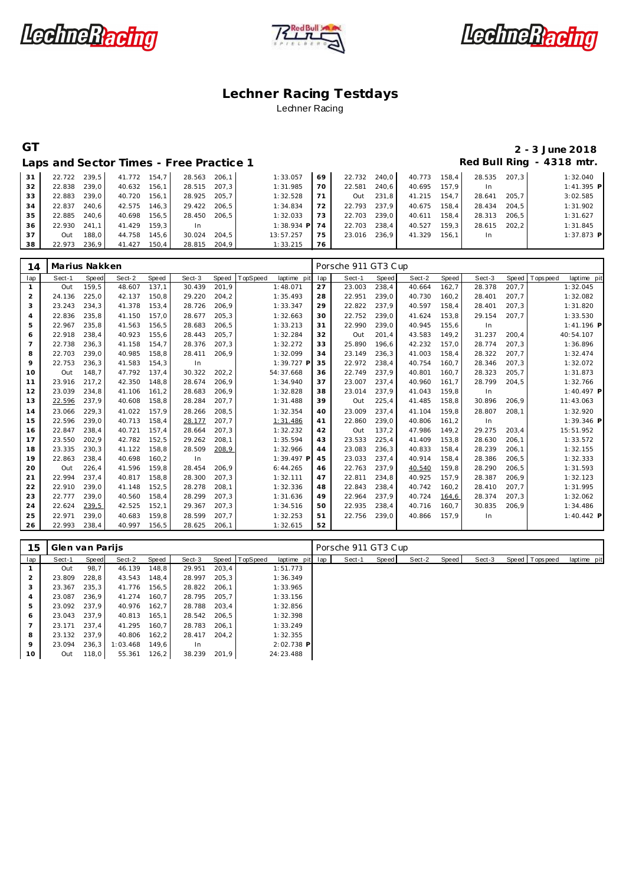# Lechner Racing Testdays

Lechner Racing

**GT** — **2 - 3 June 2018**

## Laps and Sector Times - Free Practice 1

**Red Bull Ring - 4318 mtr.**

| lap | Sect-1 | Speed | Sect-2 | Speed | Sect-3 | Speed | laptime pit | lap | Sect-1 | Speed | Sect-2 | Speed | Sect-3 | Speed | laptime pit |
|---|---|---|---|---|---|---|---|---|---|---|---|---|---|---|---|
| 31 | 22.722 | 239,5 | 41.772 | 154,7 | 28.563 | 206,1 | 1:33.057 | 69 | 22.732 | 240,0 | 40.773 | 158,4 | 28.535 | 207,3 | 1:32.040 |
| 32 | 22.838 | 239,0 | 40.632 | 156,1 | 28.515 | 207,3 | 1:31.985 | 70 | 22.581 | 240,6 | 40.695 | 157,9 | In | | 1:41.395 P |
| 33 | 22.883 | 239,0 | 40.720 | 156,1 | 28.925 | 205,7 | 1:32.528 | 71 | Out | 231,8 | 41.215 | 154,7 | 28.641 | 205,7 | 3:02.585 |
| 34 | 22.837 | 240,6 | 42.575 | 146,3 | 29.422 | 206,5 | 1:34.834 | 72 | 22.793 | 237,9 | 40.675 | 158,4 | 28.434 | 204,5 | 1:31.902 |
| 35 | 22.885 | 240,6 | 40.698 | 156,5 | 28.450 | 206,5 | 1:32.033 | 73 | 22.703 | 239,0 | 40.611 | 158,4 | 28.313 | 206,5 | 1:31.627 |
| 36 | 22.930 | 241,1 | 41.429 | 159,3 | In | | 1:38.934 P | 74 | 22.703 | 238,4 | 40.527 | 159,3 | 28.615 | 202,2 | 1:31.845 |
| 37 | Out | 188,0 | 44.758 | 145,6 | 30.024 | 204,5 | 13:57.257 | 75 | 23.016 | 236,9 | 41.329 | 156,1 | In | | 1:37.873 P |
| 38 | 22.973 | 236,9 | 41.427 | 150,4 | 28.815 | 204,9 | 1:33.215 | 76 | | | | | | | |

### 14 Marius Nakken — Porsche 911 GT3 Cup

| lap | Sect-1 | Speed | Sect-2 | Speed | Sect-3 | Speed | TopSpeed | laptime pit | lap | Sect-1 | Speed | Sect-2 | Speed | Sect-3 | Speed | Topspeed | laptime pit |
|---|---|---|---|---|---|---|---|---|---|---|---|---|---|---|---|---|---|
| 1 | Out | 159,5 | 48.607 | 137,1 | 30.439 | 201,9 | | 1:48.071 | 27 | 23.003 | 238,4 | 40.664 | 162,7 | 28.378 | 207,7 | | 1:32.045 |
| 2 | 24.136 | 225,0 | 42.137 | 150,8 | 29.220 | 204,2 | | 1:35.493 | 28 | 22.951 | 239,0 | 40.730 | 160,2 | 28.401 | 207,7 | | 1:32.082 |
| 3 | 23.243 | 234,3 | 41.378 | 153,4 | 28.726 | 206,9 | | 1:33.347 | 29 | 22.822 | 237,9 | 40.597 | 158,4 | 28.401 | 207,3 | | 1:31.820 |
| 4 | 22.836 | 235,8 | 41.150 | 157,0 | 28.677 | 205,3 | | 1:32.663 | 30 | 22.752 | 239,0 | 41.624 | 153,8 | 29.154 | 207,7 | | 1:33.530 |
| 5 | 22.967 | 235,8 | 41.563 | 156,5 | 28.683 | 206,5 | | 1:33.213 | 31 | 22.990 | 239,0 | 40.945 | 155,6 | In | | | 1:41.196 P |
| 6 | 22.918 | 238,4 | 40.923 | 155,6 | 28.443 | 205,7 | | 1:32.284 | 32 | Out | 201,4 | 43.583 | 149,2 | 31.237 | 200,4 | | 40:54.107 |
| 7 | 22.738 | 236,3 | 41.158 | 154,7 | 28.376 | 207,3 | | 1:32.272 | 33 | 25.890 | 196,6 | 42.232 | 157,0 | 28.774 | 207,3 | | 1:36.896 |
| 8 | 22.703 | 239,0 | 40.985 | 158,8 | 28.411 | 206,9 | | 1:32.099 | 34 | 23.149 | 236,3 | 41.003 | 158,4 | 28.322 | 207,7 | | 1:32.474 |
| 9 | 22.753 | 236,3 | 41.583 | 154,3 | In | | | 1:39.727 P | 35 | 22.972 | 238,4 | 40.754 | 160,7 | 28.346 | 207,3 | | 1:32.072 |
| 10 | Out | 148,7 | 47.792 | 137,4 | 30.322 | 202,2 | | 54:37.668 | 36 | 22.749 | 237,9 | 40.801 | 160,7 | 28.323 | 205,7 | | 1:31.873 |
| 11 | 23.916 | 217,2 | 42.350 | 148,8 | 28.674 | 206,9 | | 1:34.940 | 37 | 23.007 | 237,4 | 40.960 | 161,7 | 28.799 | 204,5 | | 1:32.766 |
| 12 | 23.039 | 234,8 | 41.106 | 161,2 | 28.683 | 206,9 | | 1:32.828 | 38 | 23.014 | 237,9 | 41.043 | 159,8 | In | | | 1:40.497 P |
| 13 | 22.596 | 237,9 | 40.608 | 158,8 | 28.284 | 207,7 | | 1:31.488 | 39 | Out | 225,4 | 41.485 | 158,8 | 30.896 | 206,9 | | 11:43.063 |
| 14 | 23.066 | 229,3 | 41.022 | 157,9 | 28.266 | 208,5 | | 1:32.354 | 40 | 23.009 | 237,4 | 41.104 | 159,8 | 28.807 | 208,1 | | 1:32.920 |
| 15 | 22.596 | 239,0 | 40.713 | 158,4 | 28.177 | 207,7 | | 1:31.486 | 41 | 22.860 | 239,0 | 40.806 | 161,2 | In | | | 1:39.346 P |
| 16 | 22.847 | 238,4 | 40.721 | 157,4 | 28.664 | 207,3 | | 1:32.232 | 42 | Out | 137,2 | 47.986 | 149,2 | 29.275 | 203,4 | | 15:51.952 |
| 17 | 23.550 | 202,9 | 42.782 | 152,5 | 29.262 | 208,1 | | 1:35.594 | 43 | 23.533 | 225,4 | 41.409 | 153,8 | 28.630 | 206,1 | | 1:33.572 |
| 18 | 23.335 | 230,3 | 41.122 | 158,8 | 28.509 | 208,9 | | 1:32.966 | 44 | 23.083 | 236,3 | 40.833 | 158,4 | 28.239 | 206,1 | | 1:32.155 |
| 19 | 22.863 | 238,4 | 40.698 | 160,2 | In | | | 1:39.497 P | 45 | 23.033 | 237,4 | 40.914 | 158,4 | 28.386 | 206,5 | | 1:32.333 |
| 20 | Out | 226,4 | 41.596 | 159,8 | 28.454 | 206,9 | | 6:44.265 | 46 | 22.763 | 237,9 | 40.540 | 159,8 | 28.290 | 206,5 | | 1:31.593 |
| 21 | 22.994 | 237,4 | 40.817 | 158,8 | 28.300 | 207,3 | | 1:32.111 | 47 | 22.811 | 234,8 | 40.925 | 157,9 | 28.387 | 206,9 | | 1:32.123 |
| 22 | 22.910 | 239,0 | 41.148 | 152,5 | 28.278 | 208,1 | | 1:32.336 | 48 | 22.843 | 238,4 | 40.742 | 160,2 | 28.410 | 207,7 | | 1:31.995 |
| 23 | 22.777 | 239,0 | 40.560 | 158,4 | 28.299 | 207,3 | | 1:31.636 | 49 | 22.964 | 237,9 | 40.724 | 164,6 | 28.374 | 207,3 | | 1:32.062 |
| 24 | 22.624 | 239,5 | 42.525 | 152,1 | 29.367 | 207,3 | | 1:34.516 | 50 | 22.935 | 238,4 | 40.716 | 160,7 | 30.835 | 206,9 | | 1:34.486 |
| 25 | 22.971 | 239,0 | 40.683 | 159,8 | 28.599 | 207,7 | | 1:32.253 | 51 | 22.756 | 239,0 | 40.866 | 157,9 | In | | | 1:40.442 P |
| 26 | 22.993 | 238,4 | 40.997 | 156,5 | 28.625 | 206,1 | | 1:32.615 | 52 | | | | | | | | |

### 15 Glen van Parijs — Porsche 911 GT3 Cup

| lap | Sect-1 | Speed | Sect-2 | Speed | Sect-3 | Speed | TopSpeed | laptime pit | lap | Sect-1 | Speed | Sect-2 | Speed | Sect-3 | Speed | Topspeed | laptime pit |
|---|---|---|---|---|---|---|---|---|---|---|---|---|---|---|---|---|---|
| 1 | Out | 98,7 | 46.139 | 148,8 | 29.951 | 203,4 | | 1:51.773 | | | | | | | | | |
| 2 | 23.809 | 228,8 | 43.543 | 148,4 | 28.997 | 205,3 | | 1:36.349 | | | | | | | | | |
| 3 | 23.367 | 235,3 | 41.776 | 156,5 | 28.822 | 206,1 | | 1:33.965 | | | | | | | | | |
| 4 | 23.087 | 236,9 | 41.274 | 160,7 | 28.795 | 205,7 | | 1:33.156 | | | | | | | | | |
| 5 | 23.092 | 237,9 | 40.976 | 162,7 | 28.788 | 203,4 | | 1:32.856 | | | | | | | | | |
| 6 | 23.043 | 237,9 | 40.813 | 165,1 | 28.542 | 206,5 | | 1:32.398 | | | | | | | | | |
| 7 | 23.171 | 237,4 | 41.295 | 160,7 | 28.783 | 206,1 | | 1:33.249 | | | | | | | | | |
| 8 | 23.132 | 237,9 | 40.806 | 162,2 | 28.417 | 204,2 | | 1:32.355 | | | | | | | | | |
| 9 | 23.094 | 236,3 | 1:03.468 | 149,6 | In | | | 2:02.738 P | | | | | | | | | |
| 10 | Out | 118,0 | 55.361 | 126,2 | 38.239 | 201,9 | | 24:23.488 | | | | | | | | | |